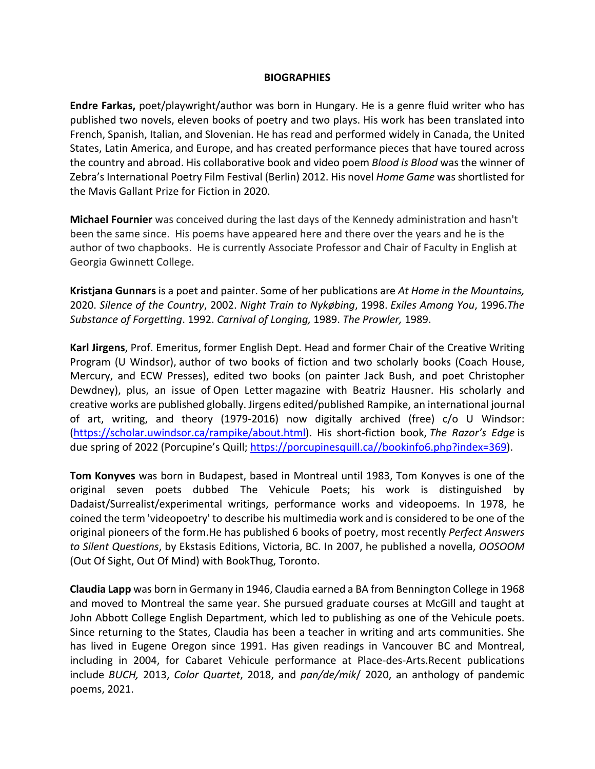# BIOGRAPHIES

**Endre Farkas,** poet/playwright/author was born in Hungary. He is a genre fluid writer who has published two novels, eleven books of poetry and two plays. His work has been translated into French, Spanish, Italian, and Slovenian. He has read and performed widely in Canada, the United States, Latin America, and Europe, and has created performance pieces that have toured across the country and abroad. His collaborative book and video poem *Blood is Blood* was the winner of Zebra's International Poetry Film Festival (Berlin) 2012. His novel *Home Game* was shortlisted for the Mavis Gallant Prize for Fiction in 2020.

**Michael Fournier** was conceived during the last days of the Kennedy administration and hasn't been the same since. His poems have appeared here and there over the years and he is the author of two chapbooks. He is currently Associate Professor and Chair of Faculty in English at Georgia Gwinnett College.

**Kristjana Gunnars** is a poet and painter. Some of her publications are *At Home in the Mountains,* 2020. *Silence of the Country*, 2002. *Night Train to Nykøbing*, 1998. *Exiles Among You*, 1996.*The Substance of Forgetting*. 1992. *Carnival of Longing,* 1989. *The Prowler,* 1989.

**Karl Jirgens**, Prof. Emeritus, former English Dept. Head and former Chair of the Creative Writing Program (U Windsor), author of two books of fiction and two scholarly books (Coach House, Mercury, and ECW Presses), edited two books (on painter Jack Bush, and poet Christopher Dewdney), plus, an issue of Open Letter magazine with Beatriz Hausner. His scholarly and creative works are published globally. Jirgens edited/published Rampike, an international journal of art, writing, and theory (1979-2016) now digitally archived (free) c/o U Windsor: ([https://scholar.uwindsor.ca/rampike/about.html](https://scholar.uwindsor.ca/rampike/about.html)). His short-fiction book, *The Razor's Edge* is due spring of 2022 (Porcupine's Quill; [https://porcupinesquill.ca//bookinfo6.php?index=369](https://porcupinesquill.ca//bookinfo6.php?index=369)).

**Tom Konyves** was born in Budapest, based in Montreal until 1983, Tom Konyves is one of the original seven poets dubbed The Vehicule Poets; his work is distinguished by Dadaist/Surrealist/experimental writings, performance works and videopoems. In 1978, he coined the term 'videopoetry' to describe his multimedia work and is considered to be one of the original pioneers of the form.He has published 6 books of poetry, most recently *Perfect Answers to Silent Questions*, by Ekstasis Editions, Victoria, BC. In 2007, he published a novella, *OOSOOM* (Out Of Sight, Out Of Mind) with BookThug, Toronto.

**Claudia Lapp** was born in Germany in 1946, Claudia earned a BA from Bennington College in 1968 and moved to Montreal the same year. She pursued graduate courses at McGill and taught at John Abbott College English Department, which led to publishing as one of the Vehicule poets. Since returning to the States, Claudia has been a teacher in writing and arts communities. She has lived in Eugene Oregon since 1991. Has given readings in Vancouver BC and Montreal, including in 2004, for Cabaret Vehicule performance at Place-des-Arts.Recent publications include *BUCH,* 2013, *Color Quartet*, 2018, and *pan/de/mik/* 2020, an anthology of pandemic poems, 2021.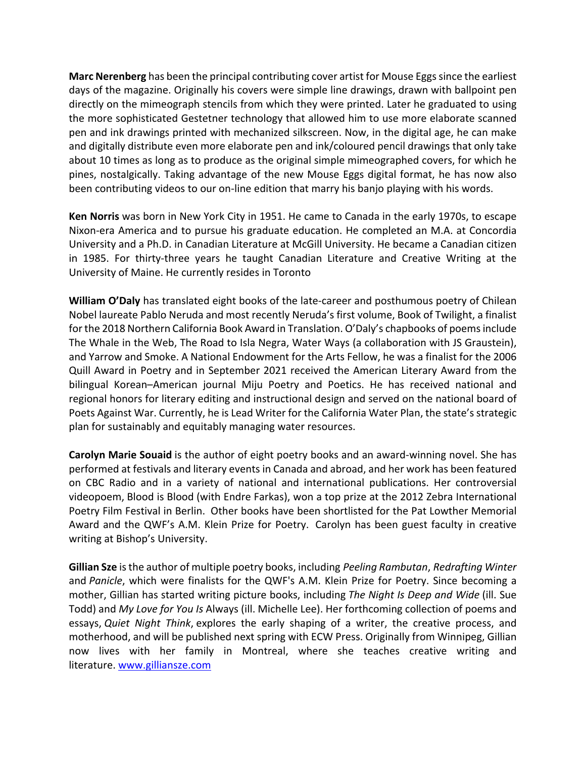**Marc Nerenberg** has been the principal contributing cover artist for Mouse Eggs since the earliest days of the magazine. Originally his covers were simple line drawings, drawn with ballpoint pen directly on the mimeograph stencils from which they were printed. Later he graduated to using the more sophisticated Gestetner technology that allowed him to use more elaborate scanned pen and ink drawings printed with mechanized silkscreen. Now, in the digital age, he can make and digitally distribute even more elaborate pen and ink/coloured pencil drawings that only take about 10 times as long as to produce as the original simple mimeographed covers, for which he pines, nostalgically. Taking advantage of the new Mouse Eggs digital format, he has now also been contributing videos to our on-line edition that marry his banjo playing with his words.

**Ken Norris** was born in New York City in 1951. He came to Canada in the early 1970s, to escape Nixon-era America and to pursue his graduate education. He completed an M.A. at Concordia University and a Ph.D. in Canadian Literature at McGill University. He became a Canadian citizen in 1985. For thirty-three years he taught Canadian Literature and Creative Writing at the University of Maine. He currently resides in Toronto

**William O'Daly** has translated eight books of the late-career and posthumous poetry of Chilean Nobel laureate Pablo Neruda and most recently Neruda's first volume, Book of Twilight, a finalist for the 2018 Northern California Book Award in Translation. O'Daly's chapbooks of poems include The Whale in the Web, The Road to Isla Negra, Water Ways (a collaboration with JS Graustein), and Yarrow and Smoke. A National Endowment for the Arts Fellow, he was a finalist for the 2006 Quill Award in Poetry and in September 2021 received the American Literary Award from the bilingual Korean–American journal Miju Poetry and Poetics. He has received national and regional honors for literary editing and instructional design and served on the national board of Poets Against War. Currently, he is Lead Writer for the California Water Plan, the state's strategic plan for sustainably and equitably managing water resources.

**Carolyn Marie Souaid** is the author of eight poetry books and an award-winning novel. She has performed at festivals and literary events in Canada and abroad, and her work has been featured on CBC Radio and in a variety of national and international publications. Her controversial videopoem, Blood is Blood (with Endre Farkas), won a top prize at the 2012 Zebra International Poetry Film Festival in Berlin. Other books have been shortlisted for the Pat Lowther Memorial Award and the QWF's A.M. Klein Prize for Poetry. Carolyn has been guest faculty in creative writing at Bishop's University.

**Gillian Sze** is the author of multiple poetry books, including *Peeling Rambutan*, *Redrafting Winter* and *Panicle*, which were finalists for the QWF's A.M. Klein Prize for Poetry. Since becoming a mother, Gillian has started writing picture books, including *The Night Is Deep and Wide* (ill. Sue Todd) and *My Love for You Is* Always (ill. Michelle Lee). Her forthcoming collection of poems and essays, *Quiet Night Think*, explores the early shaping of a writer, the creative process, and motherhood, and will be published next spring with ECW Press. Originally from Winnipeg, Gillian now lives with her family in Montreal, where she teaches creative writing and literature. www.gilliansze.com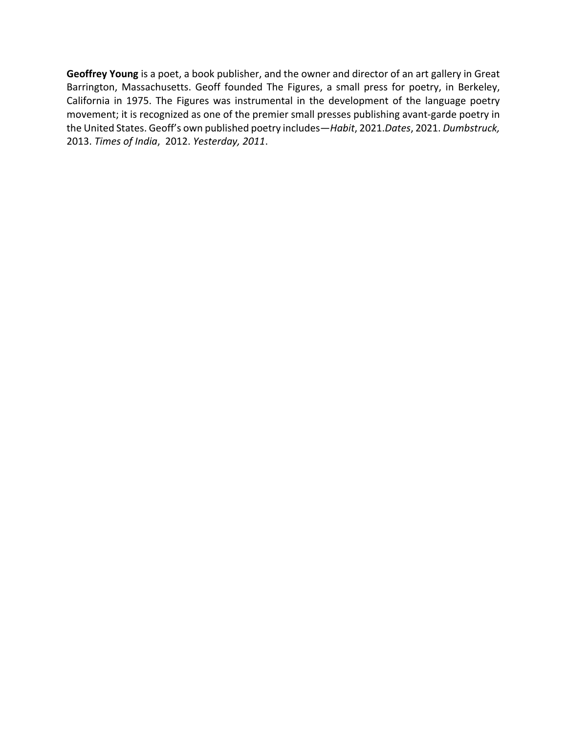**Geoffrey Young** is a poet, a book publisher, and the owner and director of an art gallery in Great Barrington, Massachusetts. Geoff founded The Figures, a small press for poetry, in Berkeley, California in 1975. The Figures was instrumental in the development of the language poetry movement; it is recognized as one of the premier small presses publishing avant-garde poetry in the United States. Geoff's own published poetry includes—*Habit*, 2021.*Dates*, 2021. *Dumbstruck,* 2013. *Times of India*, 2012. *Yesterday, 2011*.